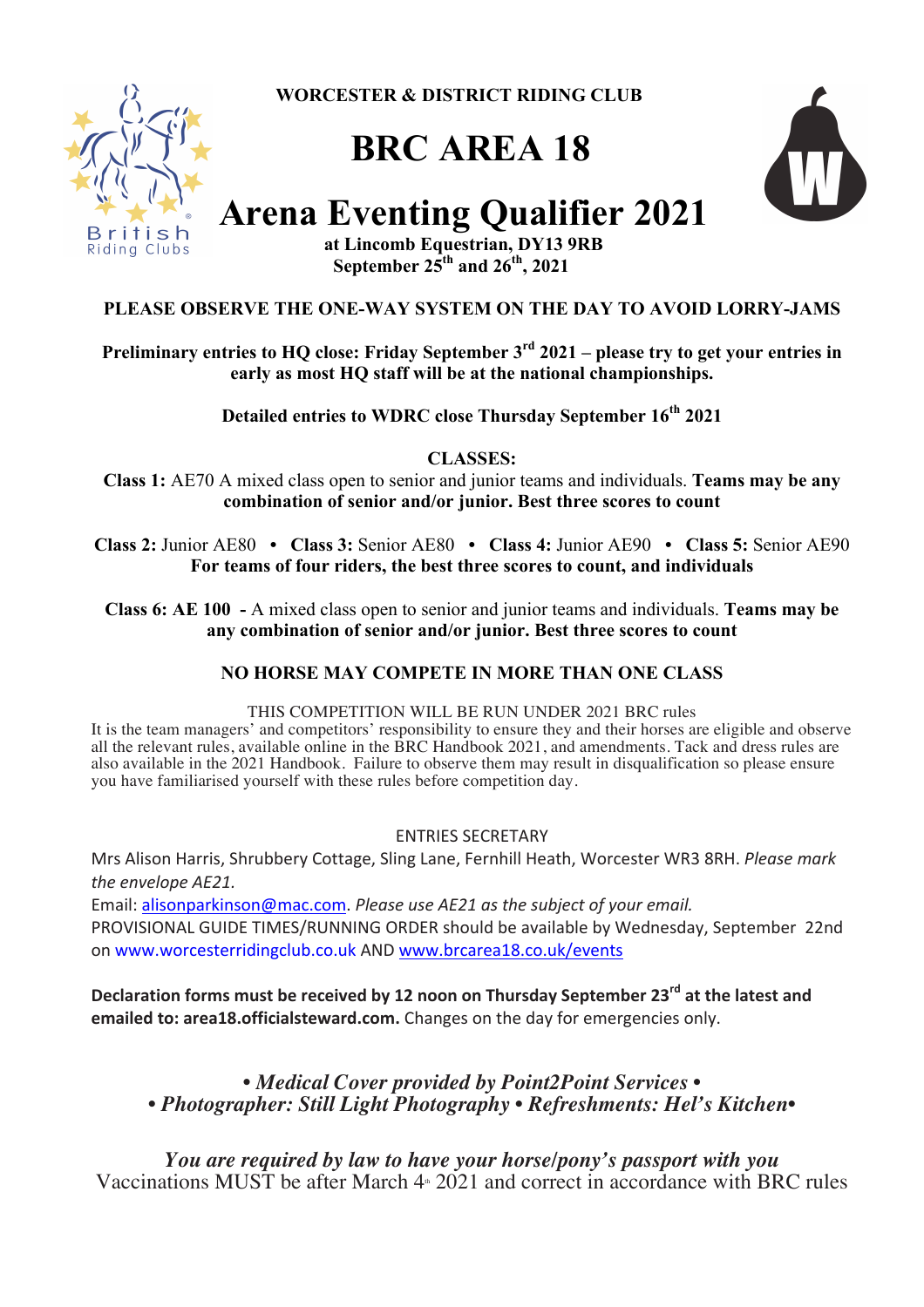**WORCESTER & DISTRICT RIDING CLUB**

# BRC AREA 18

# Arena Eventing Qualifier 2021

**at Lincomb Equestrian, DY13 9RB**
**September 25th and 26th, 2021**

**PLEASE OBSERVE THE ONE-WAY SYSTEM ON THE DAY TO AVOID LORRY-JAMS**

**Preliminary entries to HQ close: Friday September 3rd 2021 – please try to get your entries in early as most HQ staff will be at the national championships.**

**Detailed entries to WDRC close Thursday September 16th 2021**

**CLASSES:**

**Class 1:** AE70 A mixed class open to senior and junior teams and individuals. **Teams may be any combination of senior and/or junior. Best three scores to count**

**Class 2:** Junior AE80 • **Class 3:** Senior AE80 • **Class 4:** Junior AE90 • **Class 5:** Senior AE90
**For teams of four riders, the best three scores to count, and individuals**

**Class 6: AE 100 -** A mixed class open to senior and junior teams and individuals. **Teams may be any combination of senior and/or junior. Best three scores to count**

**NO HORSE MAY COMPETE IN MORE THAN ONE CLASS**

THIS COMPETITION WILL BE RUN UNDER 2021 BRC rules
It is the team managers' and competitors' responsibility to ensure they and their horses are eligible and observe all the relevant rules, available online in the BRC Handbook 2021, and amendments. Tack and dress rules are also available in the 2021 Handbook. Failure to observe them may result in disqualification so please ensure you have familiarised yourself with these rules before competition day.

ENTRIES SECRETARY

Mrs Alison Harris, Shrubbery Cottage, Sling Lane, Fernhill Heath, Worcester WR3 8RH. *Please mark the envelope AE21.*
Email: alisonparkinson@mac.com. *Please use AE21 as the subject of your email.*
PROVISIONAL GUIDE TIMES/RUNNING ORDER should be available by Wednesday, September 22nd on www.worcesterridingclub.co.uk AND www.brcarea18.co.uk/events

**Declaration forms must be received by 12 noon on Thursday September 23rd at the latest and emailed to: area18.officialsteward.com.** Changes on the day for emergencies only.

***• Medical Cover provided by Point2Point Services •***
***• Photographer: Still Light Photography • Refreshments: Hel's Kitchen•***

***You are required by law to have your horse/pony's passport with you***
Vaccinations MUST be after March 4th 2021 and correct in accordance with BRC rules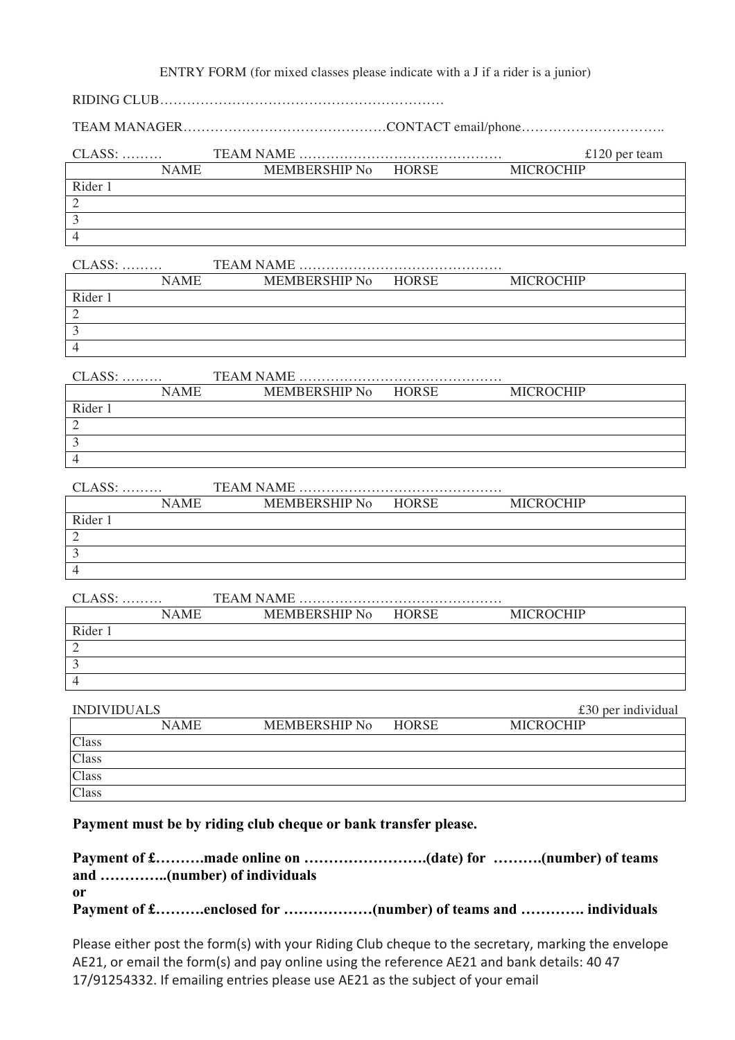ENTRY FORM (for mixed classes please indicate with a J if a rider is a junior)

RIDING CLUB………………………………………………………

TEAM MANAGER……………………………………CONTACT email/phone…………………………..

CLASS: ……… TEAM NAME ……………………………………… £120 per team

| | NAME | MEMBERSHIP No | HORSE | MICROCHIP |
|---|---|---|---|---|
| Rider 1 | | | | |
| 2 | | | | |
| 3 | | | | |
| 4 | | | | |

CLASS: ……… TEAM NAME ………………………………………

| | NAME | MEMBERSHIP No | HORSE | MICROCHIP |
|---|---|---|---|---|
| Rider 1 | | | | |
| 2 | | | | |
| 3 | | | | |
| 4 | | | | |

CLASS: ……… TEAM NAME ………………………………………

| | NAME | MEMBERSHIP No | HORSE | MICROCHIP |
|---|---|---|---|---|
| Rider 1 | | | | |
| 2 | | | | |
| 3 | | | | |
| 4 | | | | |

CLASS: ……… TEAM NAME ………………………………………

| | NAME | MEMBERSHIP No | HORSE | MICROCHIP |
|---|---|---|---|---|
| Rider 1 | | | | |
| 2 | | | | |
| 3 | | | | |
| 4 | | | | |

CLASS: ……… TEAM NAME ………………………………………

| | NAME | MEMBERSHIP No | HORSE | MICROCHIP |
|---|---|---|---|---|
| Rider 1 | | | | |
| 2 | | | | |
| 3 | | | | |
| 4 | | | | |

INDIVIDUALS £30 per individual

| | NAME | MEMBERSHIP No | HORSE | MICROCHIP |
|---|---|---|---|---|
| Class | | | | |
| Class | | | | |
| Class | | | | |
| Class | | | | |

**Payment must be by riding club cheque or bank transfer please.**

**Payment of £……….made online on …………………….(date) for ……….(number) of teams and …………..(number) of individuals**
**or**
**Payment of £……….enclosed for ………………(number) of teams and …………. individuals**

Please either post the form(s) with your Riding Club cheque to the secretary, marking the envelope AE21, or email the form(s) and pay online using the reference AE21 and bank details: 40 47 17/91254332. If emailing entries please use AE21 as the subject of your email